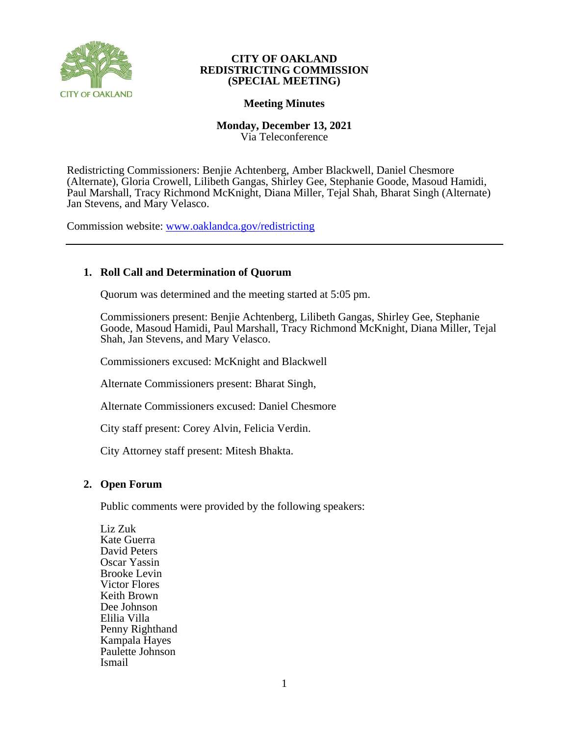**CITY OF OAKLAND**
**REDISTRICTING COMMISSION**
**(SPECIAL MEETING)**

**Meeting Minutes**

**Monday, December 13, 2021**
Via Teleconference

Redistricting Commissioners: Benjie Achtenberg, Amber Blackwell, Daniel Chesmore (Alternate), Gloria Crowell, Lilibeth Gangas, Shirley Gee, Stephanie Goode, Masoud Hamidi, Paul Marshall, Tracy Richmond McKnight, Diana Miller, Tejal Shah, Bharat Singh (Alternate) Jan Stevens, and Mary Velasco.

Commission website: www.oaklandca.gov/redistricting

---

## 1. Roll Call and Determination of Quorum

Quorum was determined and the meeting started at 5:05 pm.

Commissioners present: Benjie Achtenberg, Lilibeth Gangas, Shirley Gee, Stephanie Goode, Masoud Hamidi, Paul Marshall, Tracy Richmond McKnight, Diana Miller, Tejal Shah, Jan Stevens, and Mary Velasco.

Commissioners excused: McKnight and Blackwell

Alternate Commissioners present: Bharat Singh,

Alternate Commissioners excused: Daniel Chesmore

City staff present: Corey Alvin, Felicia Verdin.

City Attorney staff present: Mitesh Bhakta.

## 2. Open Forum

Public comments were provided by the following speakers:

Liz Zuk
Kate Guerra
David Peters
Oscar Yassin
Brooke Levin
Victor Flores
Keith Brown
Dee Johnson
Elilia Villa
Penny Righthand
Kampala Hayes
Paulette Johnson
Ismail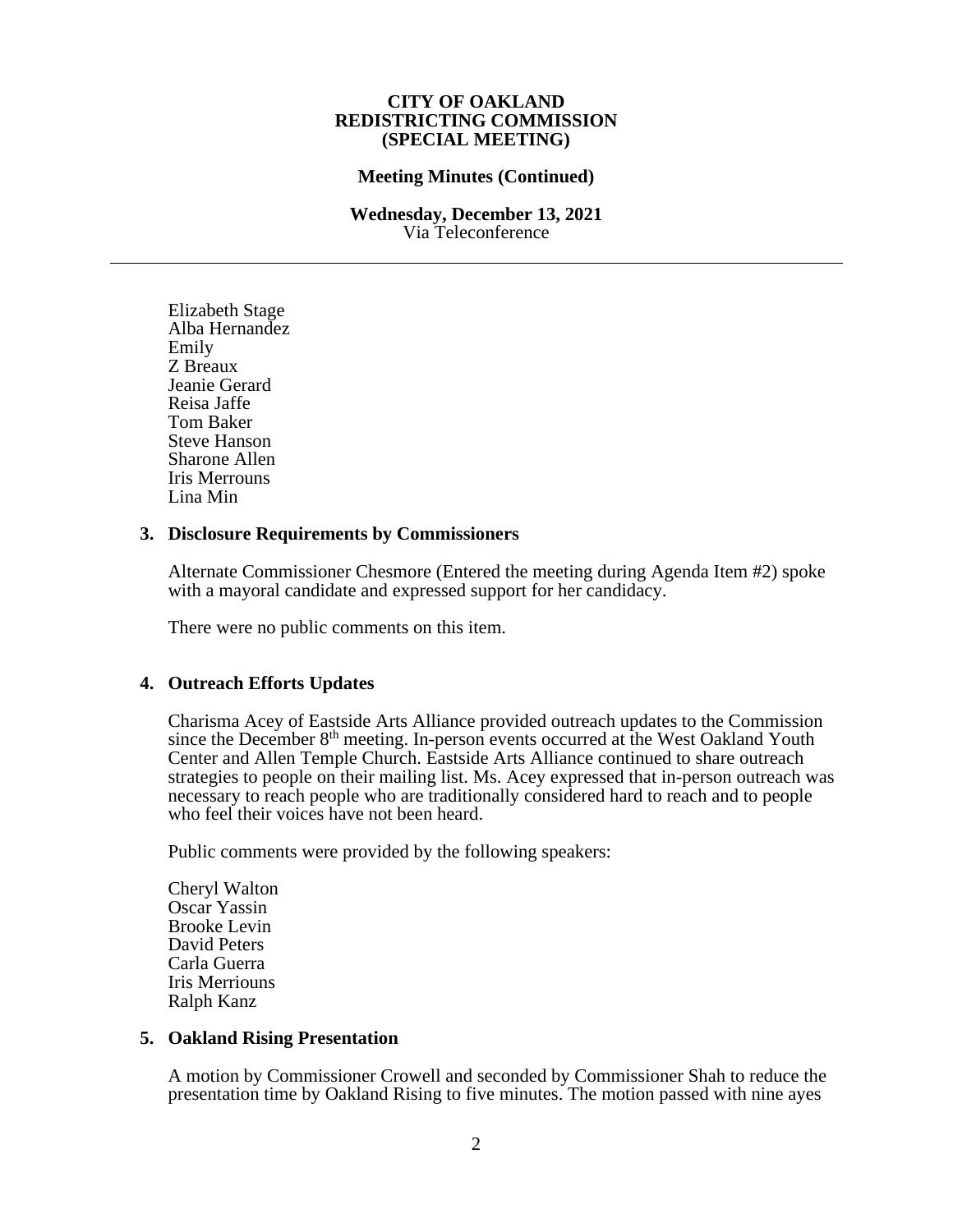**CITY OF OAKLAND**
**REDISTRICTING COMMISSION**
**(SPECIAL MEETING)**

**Meeting Minutes (Continued)**

**Wednesday, December 13, 2021**
Via Teleconference

---

Elizabeth Stage
Alba Hernandez
Emily
Z Breaux
Jeanie Gerard
Reisa Jaffe
Tom Baker
Steve Hanson
Sharone Allen
Iris Merrouns
Lina Min

**3. Disclosure Requirements by Commissioners**

Alternate Commissioner Chesmore (Entered the meeting during Agenda Item #2) spoke with a mayoral candidate and expressed support for her candidacy.

There were no public comments on this item.

**4. Outreach Efforts Updates**

Charisma Acey of Eastside Arts Alliance provided outreach updates to the Commission since the December 8th meeting. In-person events occurred at the West Oakland Youth Center and Allen Temple Church. Eastside Arts Alliance continued to share outreach strategies to people on their mailing list. Ms. Acey expressed that in-person outreach was necessary to reach people who are traditionally considered hard to reach and to people who feel their voices have not been heard.

Public comments were provided by the following speakers:

Cheryl Walton
Oscar Yassin
Brooke Levin
David Peters
Carla Guerra
Iris Merriouns
Ralph Kanz

**5. Oakland Rising Presentation**

A motion by Commissioner Crowell and seconded by Commissioner Shah to reduce the presentation time by Oakland Rising to five minutes. The motion passed with nine ayes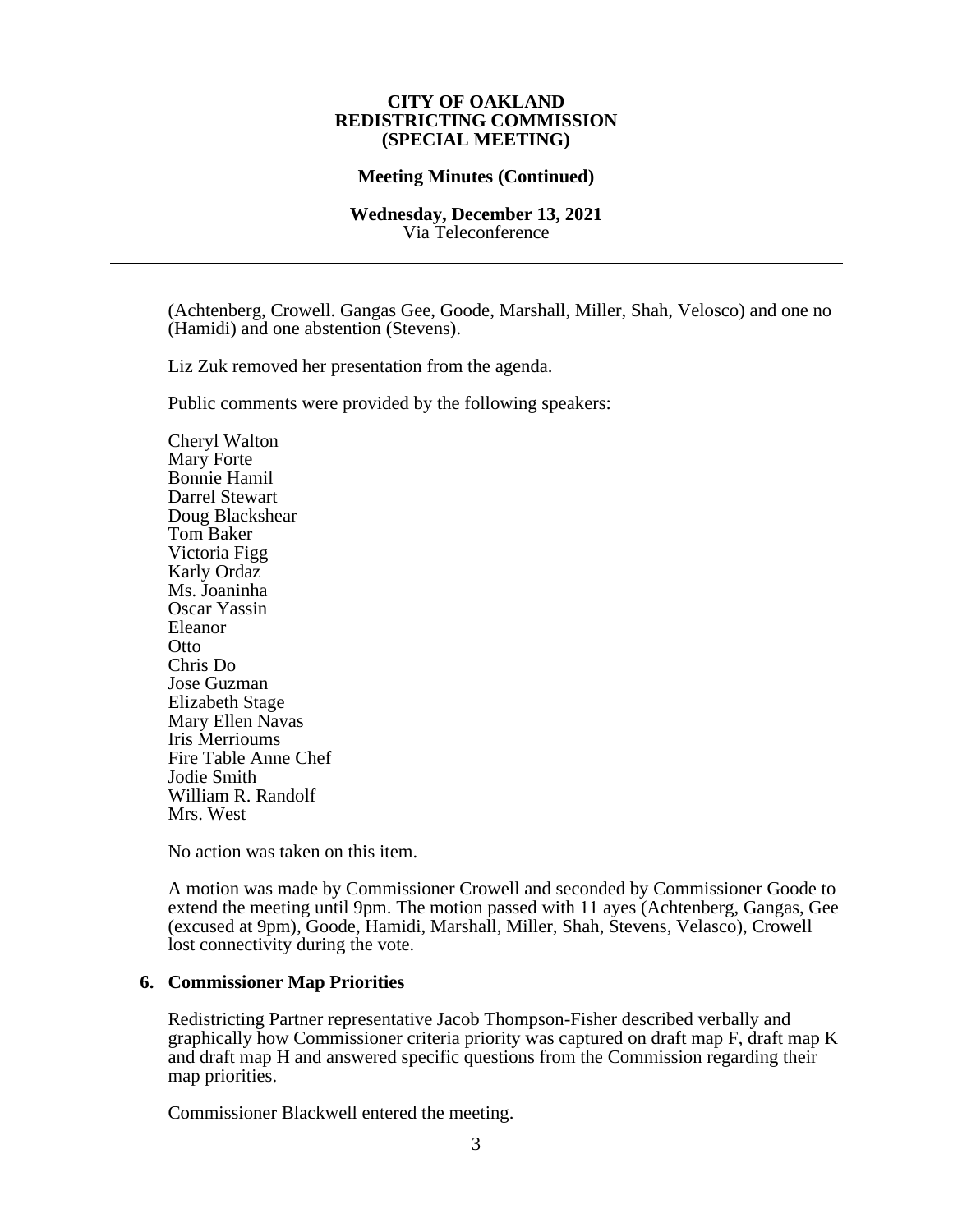**CITY OF OAKLAND**
**REDISTRICTING COMMISSION**
**(SPECIAL MEETING)**

**Meeting Minutes (Continued)**

**Wednesday, December 13, 2021**
Via Teleconference

---

(Achtenberg, Crowell. Gangas Gee, Goode, Marshall, Miller, Shah, Velosco) and one no (Hamidi) and one abstention (Stevens).

Liz Zuk removed her presentation from the agenda.

Public comments were provided by the following speakers:

Cheryl Walton
Mary Forte
Bonnie Hamil
Darrel Stewart
Doug Blackshear
Tom Baker
Victoria Figg
Karly Ordaz
Ms. Joaninha
Oscar Yassin
Eleanor
Otto
Chris Do
Jose Guzman
Elizabeth Stage
Mary Ellen Navas
Iris Merrioums
Fire Table Anne Chef
Jodie Smith
William R. Randolf
Mrs. West

No action was taken on this item.

A motion was made by Commissioner Crowell and seconded by Commissioner Goode to extend the meeting until 9pm. The motion passed with 11 ayes (Achtenberg, Gangas, Gee (excused at 9pm), Goode, Hamidi, Marshall, Miller, Shah, Stevens, Velasco), Crowell lost connectivity during the vote.

## 6. Commissioner Map Priorities

Redistricting Partner representative Jacob Thompson-Fisher described verbally and graphically how Commissioner criteria priority was captured on draft map F, draft map K and draft map H and answered specific questions from the Commission regarding their map priorities.

Commissioner Blackwell entered the meeting.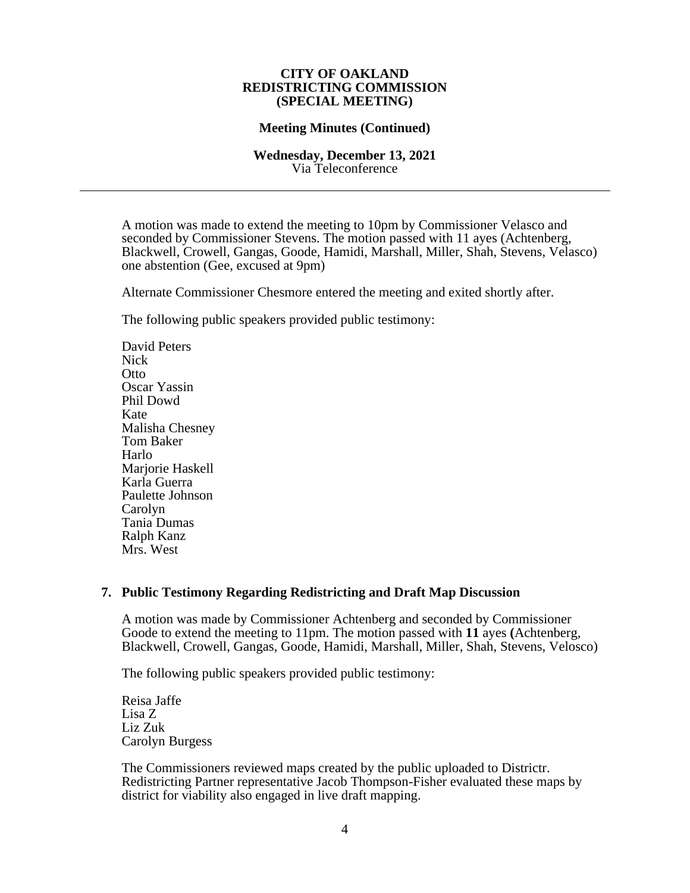**CITY OF OAKLAND**
**REDISTRICTING COMMISSION**
**(SPECIAL MEETING)**

**Meeting Minutes (Continued)**

**Wednesday, December 13, 2021**
Via Teleconference

---

A motion was made to extend the meeting to 10pm by Commissioner Velasco and seconded by Commissioner Stevens. The motion passed with 11 ayes (Achtenberg, Blackwell, Crowell, Gangas, Goode, Hamidi, Marshall, Miller, Shah, Stevens, Velasco) one abstention (Gee, excused at 9pm)

Alternate Commissioner Chesmore entered the meeting and exited shortly after.

The following public speakers provided public testimony:

David Peters
Nick
Otto
Oscar Yassin
Phil Dowd
Kate
Malisha Chesney
Tom Baker
Harlo
Marjorie Haskell
Karla Guerra
Paulette Johnson
Carolyn
Tania Dumas
Ralph Kanz
Mrs. West

## 7. Public Testimony Regarding Redistricting and Draft Map Discussion

A motion was made by Commissioner Achtenberg and seconded by Commissioner Goode to extend the meeting to 11pm. The motion passed with **11** ayes **(**Achtenberg, Blackwell, Crowell, Gangas, Goode, Hamidi, Marshall, Miller, Shah, Stevens, Velosco)

The following public speakers provided public testimony:

Reisa Jaffe
Lisa Z
Liz Zuk
Carolyn Burgess

The Commissioners reviewed maps created by the public uploaded to Districtr. Redistricting Partner representative Jacob Thompson-Fisher evaluated these maps by district for viability also engaged in live draft mapping.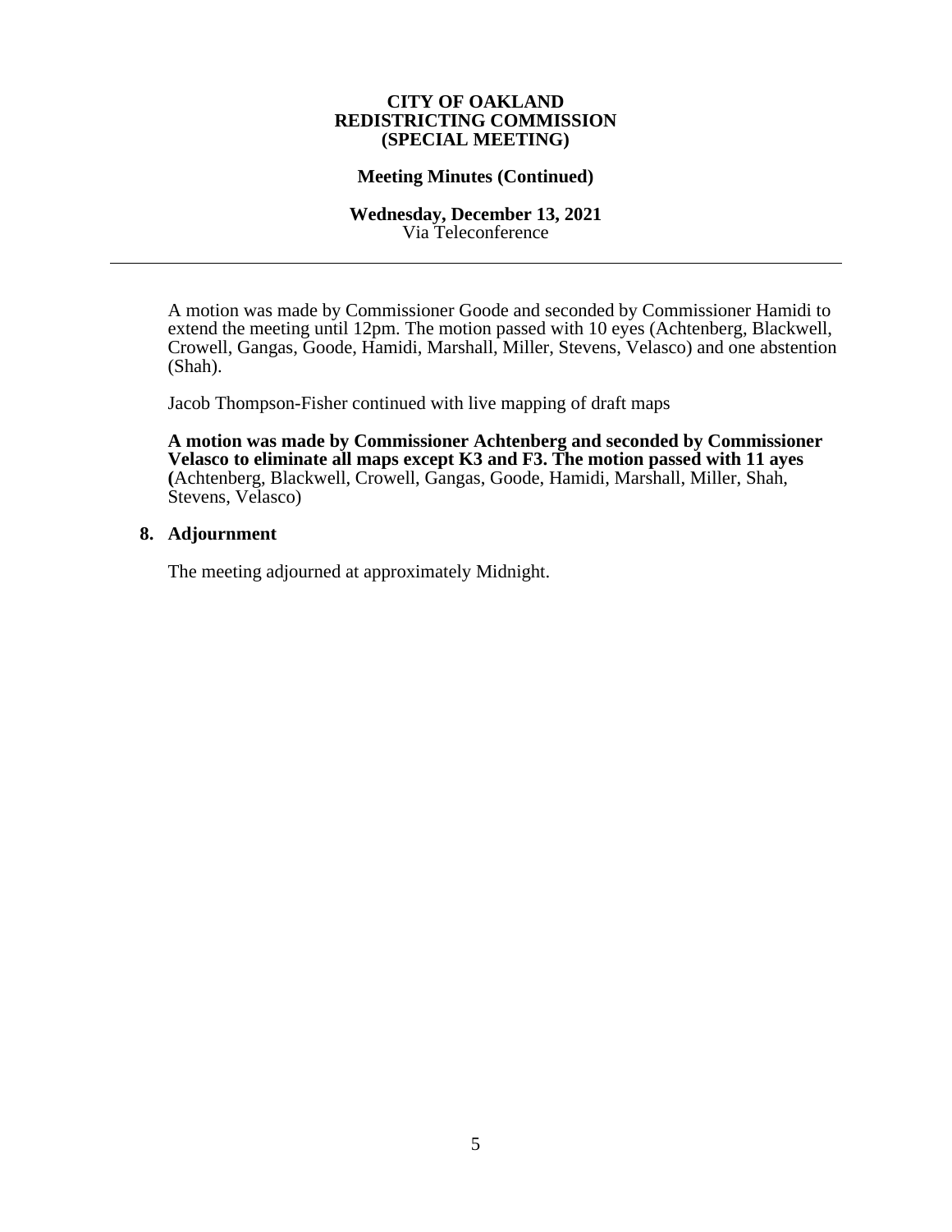**CITY OF OAKLAND**
**REDISTRICTING COMMISSION**
**(SPECIAL MEETING)**

**Meeting Minutes (Continued)**

**Wednesday, December 13, 2021**
Via Teleconference

---

A motion was made by Commissioner Goode and seconded by Commissioner Hamidi to extend the meeting until 12pm. The motion passed with 10 eyes (Achtenberg, Blackwell, Crowell, Gangas, Goode, Hamidi, Marshall, Miller, Stevens, Velasco) and one abstention (Shah).

Jacob Thompson-Fisher continued with live mapping of draft maps

**A motion was made by Commissioner Achtenberg and seconded by Commissioner Velasco to eliminate all maps except K3 and F3. The motion passed with 11 ayes (**Achtenberg, Blackwell, Crowell, Gangas, Goode, Hamidi, Marshall, Miller, Shah, Stevens, Velasco)

## 8. Adjournment

The meeting adjourned at approximately Midnight.